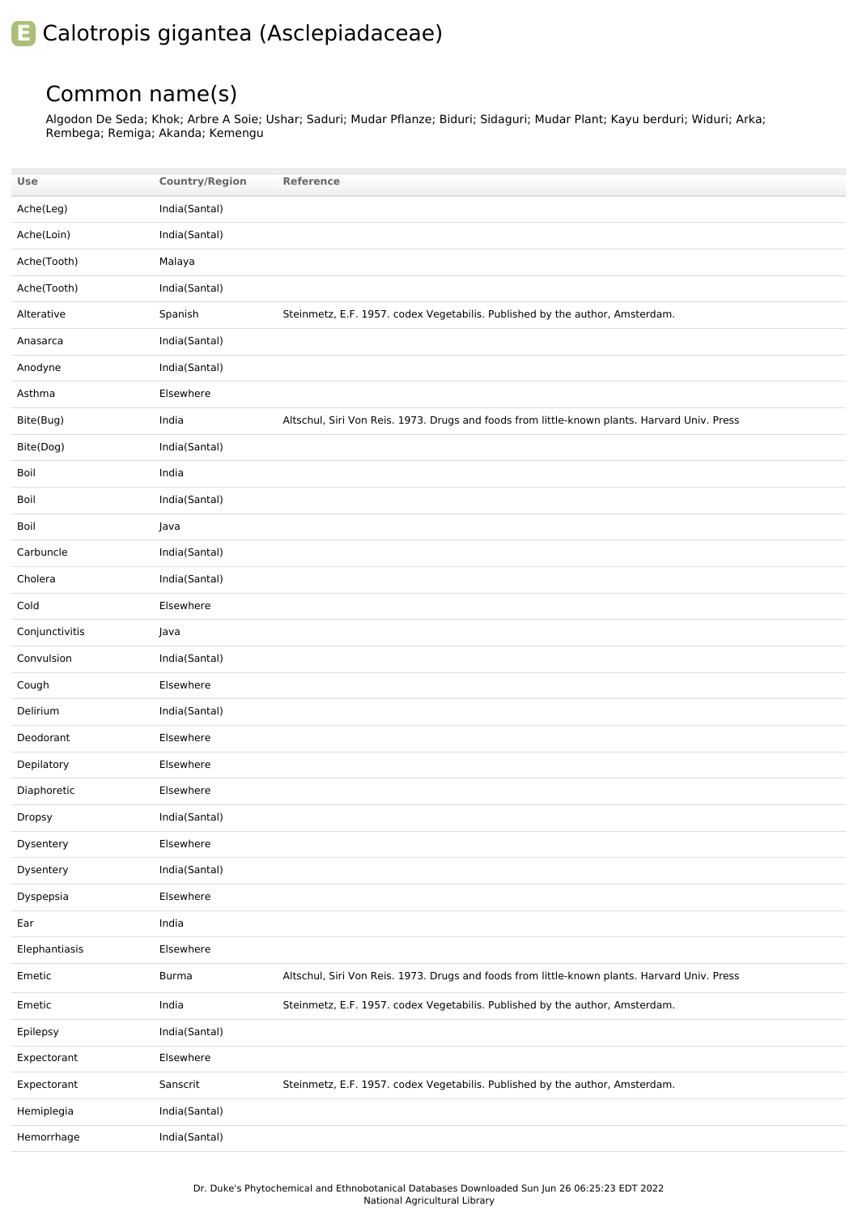# E Calotropis gigantea (Asclepiadaceae)

## Common name(s)

Algodon De Seda; Khok; Arbre A Soie; Ushar; Saduri; Mudar Pflanze; Biduri; Sidaguri; Mudar Plant; Kayu berduri; Widuri; Arka; Rembega; Remiga; Akanda; Kemengu

| Use | Country/Region | Reference |
|---|---|---|
| Ache(Leg) | India(Santal) | |
| Ache(Loin) | India(Santal) | |
| Ache(Tooth) | Malaya | |
| Ache(Tooth) | India(Santal) | |
| Alterative | Spanish | Steinmetz, E.F. 1957. codex Vegetabilis. Published by the author, Amsterdam. |
| Anasarca | India(Santal) | |
| Anodyne | India(Santal) | |
| Asthma | Elsewhere | |
| Bite(Bug) | India | Altschul, Siri Von Reis. 1973. Drugs and foods from little-known plants. Harvard Univ. Press |
| Bite(Dog) | India(Santal) | |
| Boil | India | |
| Boil | India(Santal) | |
| Boil | Java | |
| Carbuncle | India(Santal) | |
| Cholera | India(Santal) | |
| Cold | Elsewhere | |
| Conjunctivitis | Java | |
| Convulsion | India(Santal) | |
| Cough | Elsewhere | |
| Delirium | India(Santal) | |
| Deodorant | Elsewhere | |
| Depilatory | Elsewhere | |
| Diaphoretic | Elsewhere | |
| Dropsy | India(Santal) | |
| Dysentery | Elsewhere | |
| Dysentery | India(Santal) | |
| Dyspepsia | Elsewhere | |
| Ear | India | |
| Elephantiasis | Elsewhere | |
| Emetic | Burma | Altschul, Siri Von Reis. 1973. Drugs and foods from little-known plants. Harvard Univ. Press |
| Emetic | India | Steinmetz, E.F. 1957. codex Vegetabilis. Published by the author, Amsterdam. |
| Epilepsy | India(Santal) | |
| Expectorant | Elsewhere | |
| Expectorant | Sanscrit | Steinmetz, E.F. 1957. codex Vegetabilis. Published by the author, Amsterdam. |
| Hemiplegia | India(Santal) | |
| Hemorrhage | India(Santal) | |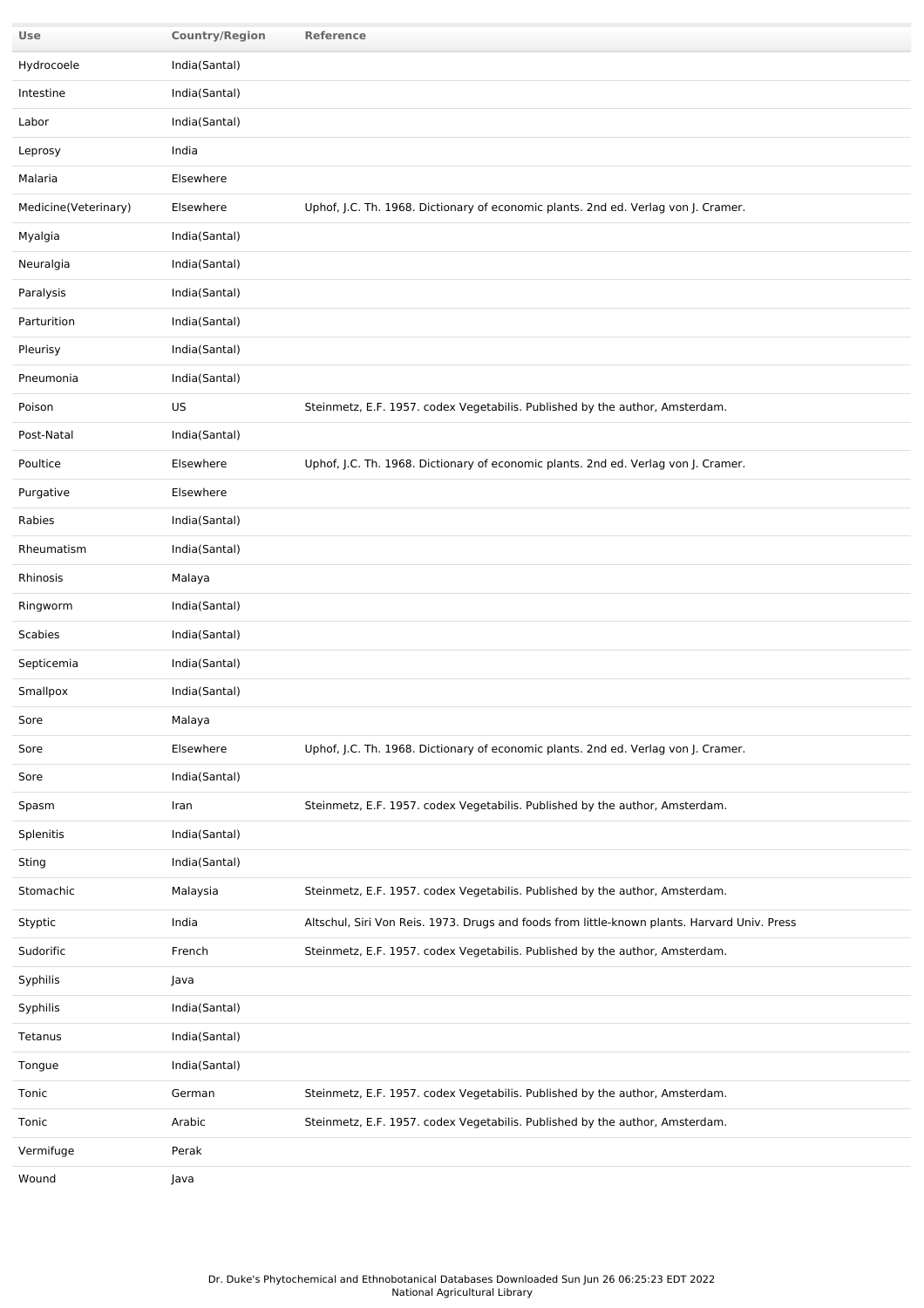| Use | Country/Region | Reference |
|---|---|---|
| Hydrocoele | India(Santal) | |
| Intestine | India(Santal) | |
| Labor | India(Santal) | |
| Leprosy | India | |
| Malaria | Elsewhere | |
| Medicine(Veterinary) | Elsewhere | Uphof, J.C. Th. 1968. Dictionary of economic plants. 2nd ed. Verlag von J. Cramer. |
| Myalgia | India(Santal) | |
| Neuralgia | India(Santal) | |
| Paralysis | India(Santal) | |
| Parturition | India(Santal) | |
| Pleurisy | India(Santal) | |
| Pneumonia | India(Santal) | |
| Poison | US | Steinmetz, E.F. 1957. codex Vegetabilis. Published by the author, Amsterdam. |
| Post-Natal | India(Santal) | |
| Poultice | Elsewhere | Uphof, J.C. Th. 1968. Dictionary of economic plants. 2nd ed. Verlag von J. Cramer. |
| Purgative | Elsewhere | |
| Rabies | India(Santal) | |
| Rheumatism | India(Santal) | |
| Rhinosis | Malaya | |
| Ringworm | India(Santal) | |
| Scabies | India(Santal) | |
| Septicemia | India(Santal) | |
| Smallpox | India(Santal) | |
| Sore | Malaya | |
| Sore | Elsewhere | Uphof, J.C. Th. 1968. Dictionary of economic plants. 2nd ed. Verlag von J. Cramer. |
| Sore | India(Santal) | |
| Spasm | Iran | Steinmetz, E.F. 1957. codex Vegetabilis. Published by the author, Amsterdam. |
| Splenitis | India(Santal) | |
| Sting | India(Santal) | |
| Stomachic | Malaysia | Steinmetz, E.F. 1957. codex Vegetabilis. Published by the author, Amsterdam. |
| Styptic | India | Altschul, Siri Von Reis. 1973. Drugs and foods from little-known plants. Harvard Univ. Press |
| Sudorific | French | Steinmetz, E.F. 1957. codex Vegetabilis. Published by the author, Amsterdam. |
| Syphilis | Java | |
| Syphilis | India(Santal) | |
| Tetanus | India(Santal) | |
| Tongue | India(Santal) | |
| Tonic | German | Steinmetz, E.F. 1957. codex Vegetabilis. Published by the author, Amsterdam. |
| Tonic | Arabic | Steinmetz, E.F. 1957. codex Vegetabilis. Published by the author, Amsterdam. |
| Vermifuge | Perak | |
| Wound | Java | |